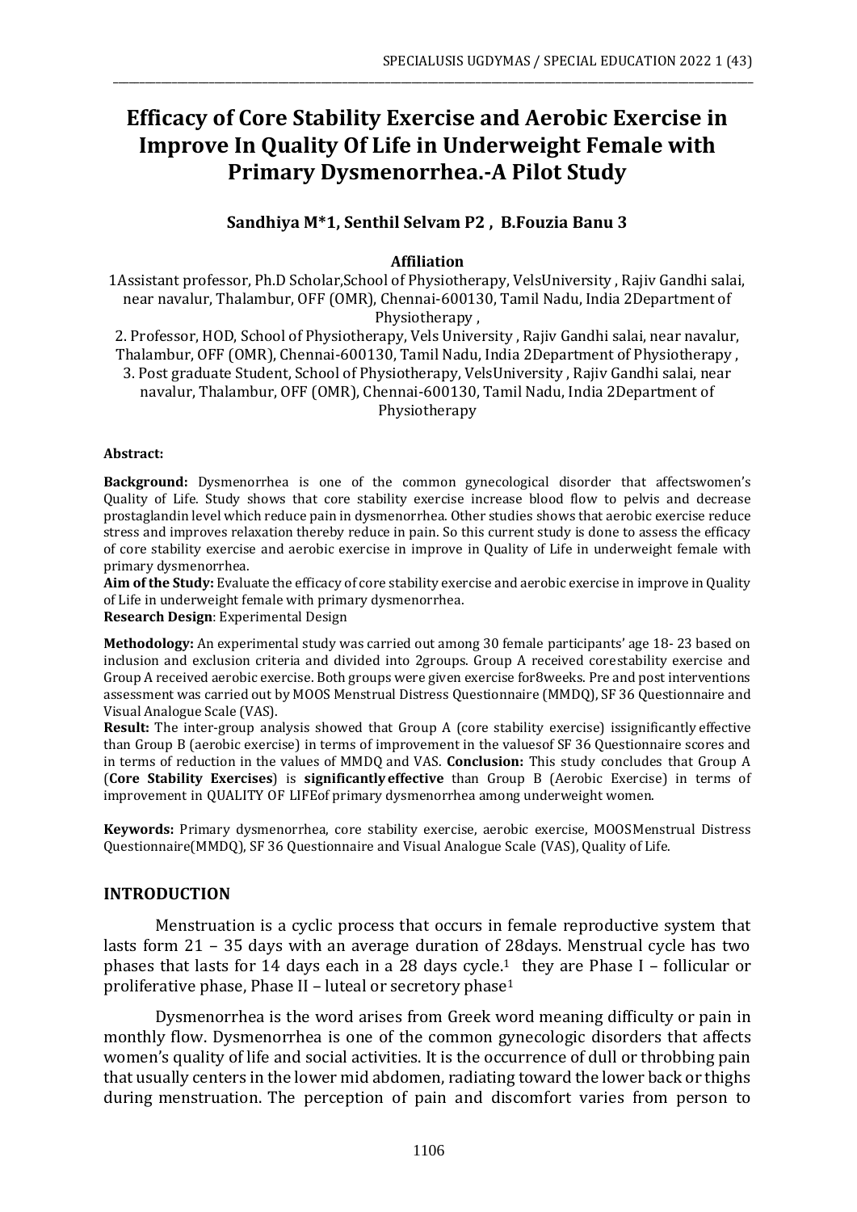# Efficacy of Core Stability Exercise and Aerobic Exercise in Improve In Quality Of Life in Underweight Female with Primary Dysmenorrhea.-A Pilot Study

**Sandhiya M*1, Senthil Selvam P2 , B.Fouzia Banu 3**

**Affiliation**

1Assistant professor, Ph.D Scholar,School of Physiotherapy, VelsUniversity , Rajiv Gandhi salai, near navalur, Thalambur, OFF (OMR), Chennai-600130, Tamil Nadu, India 2Department of Physiotherapy ,

2. Professor, HOD, School of Physiotherapy, Vels University , Rajiv Gandhi salai, near navalur, Thalambur, OFF (OMR), Chennai-600130, Tamil Nadu, India 2Department of Physiotherapy ,

3. Post graduate Student, School of Physiotherapy, VelsUniversity , Rajiv Gandhi salai, near navalur, Thalambur, OFF (OMR), Chennai-600130, Tamil Nadu, India 2Department of Physiotherapy

**Abstract:**

**Background:** Dysmenorrhea is one of the common gynecological disorder that affectswomen's Quality of Life. Study shows that core stability exercise increase blood flow to pelvis and decrease prostaglandin level which reduce pain in dysmenorrhea. Other studies shows that aerobic exercise reduce stress and improves relaxation thereby reduce in pain. So this current study is done to assess the efficacy of core stability exercise and aerobic exercise in improve in Quality of Life in underweight female with primary dysmenorrhea.

**Aim of the Study:** Evaluate the efficacy of core stability exercise and aerobic exercise in improve in Quality of Life in underweight female with primary dysmenorrhea.

**Research Design**: Experimental Design

**Methodology:** An experimental study was carried out among 30 female participants' age 18- 23 based on inclusion and exclusion criteria and divided into 2groups. Group A received corestability exercise and Group A received aerobic exercise. Both groups were given exercise for8weeks. Pre and post interventions assessment was carried out by MOOS Menstrual Distress Questionnaire (MMDQ), SF 36 Questionnaire and Visual Analogue Scale (VAS).

**Result:** The inter-group analysis showed that Group A (core stability exercise) issignificantly effective than Group B (aerobic exercise) in terms of improvement in the valuesof SF 36 Questionnaire scores and in terms of reduction in the values of MMDQ and VAS. **Conclusion:** This study concludes that Group A (**Core Stability Exercises**) is **significantly effective** than Group B (Aerobic Exercise) in terms of improvement in QUALITY OF LIFEof primary dysmenorrhea among underweight women.

**Keywords:** Primary dysmenorrhea, core stability exercise, aerobic exercise, MOOSMenstrual Distress Questionnaire(MMDQ), SF 36 Questionnaire and Visual Analogue Scale (VAS), Quality of Life.

## INTRODUCTION

Menstruation is a cyclic process that occurs in female reproductive system that lasts form 21 – 35 days with an average duration of 28days. Menstrual cycle has two phases that lasts for 14 days each in a 28 days cycle.[1] they are Phase I – follicular or proliferative phase, Phase II – luteal or secretory phase[1]

Dysmenorrhea is the word arises from Greek word meaning difficulty or pain in monthly flow. Dysmenorrhea is one of the common gynecologic disorders that affects women's quality of life and social activities. It is the occurrence of dull or throbbing pain that usually centers in the lower mid abdomen, radiating toward the lower back or thighs during menstruation. The perception of pain and discomfort varies from person to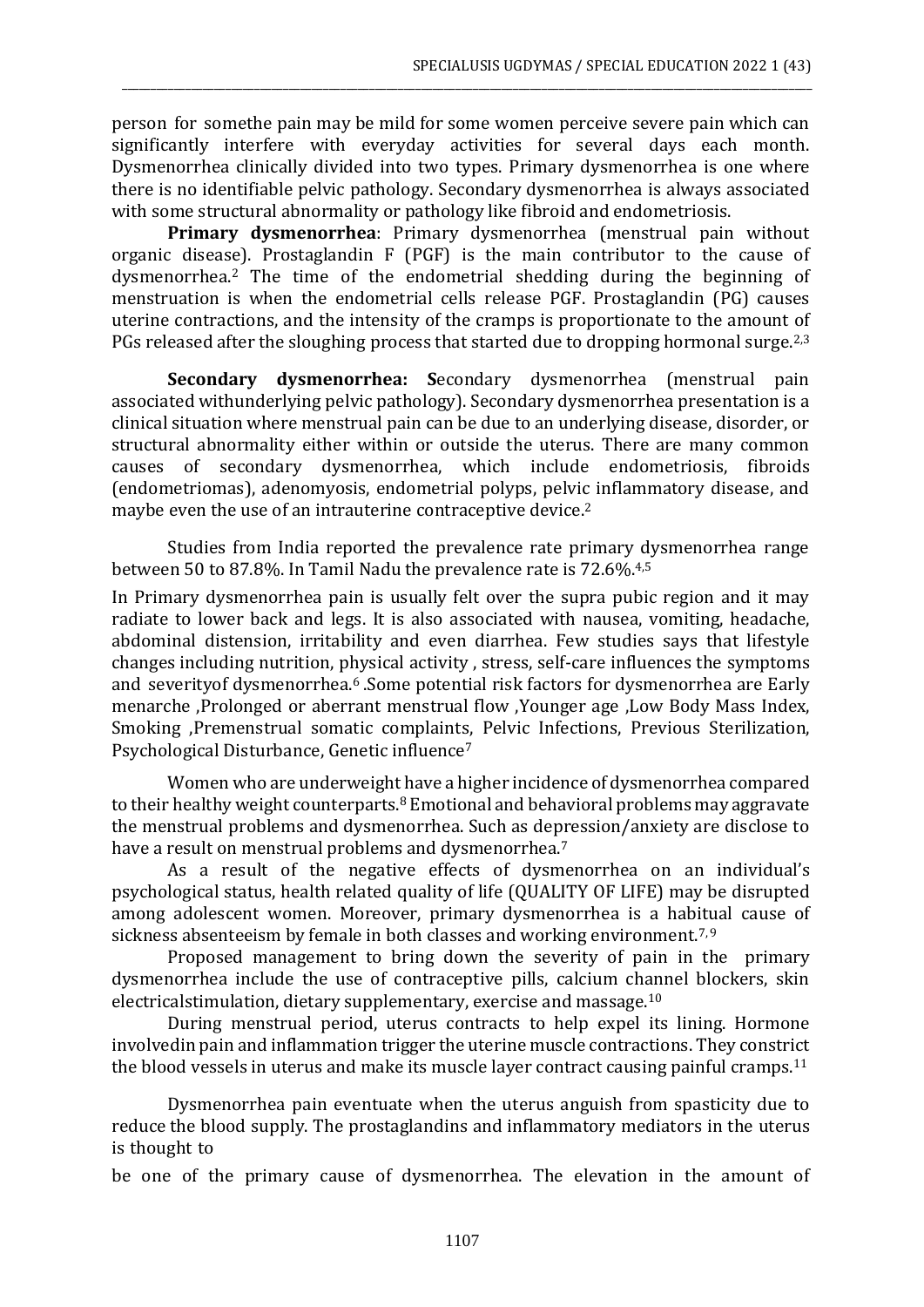person for somethe pain may be mild for some women perceive severe pain which can significantly interfere with everyday activities for several days each month. Dysmenorrhea clinically divided into two types. Primary dysmenorrhea is one where there is no identifiable pelvic pathology. Secondary dysmenorrhea is always associated with some structural abnormality or pathology like fibroid and endometriosis.

**Primary dysmenorrhea**: Primary dysmenorrhea (menstrual pain without organic disease). Prostaglandin F (PGF) is the main contributor to the cause of dysmenorrhea.[2] The time of the endometrial shedding during the beginning of menstruation is when the endometrial cells release PGF. Prostaglandin (PG) causes uterine contractions, and the intensity of the cramps is proportionate to the amount of PGs released after the sloughing process that started due to dropping hormonal surge.[2,3]

**Secondary dysmenorrhea: S**econdary dysmenorrhea (menstrual pain associated withunderlying pelvic pathology). Secondary dysmenorrhea presentation is a clinical situation where menstrual pain can be due to an underlying disease, disorder, or structural abnormality either within or outside the uterus. There are many common causes of secondary dysmenorrhea, which include endometriosis, fibroids (endometriomas), adenomyosis, endometrial polyps, pelvic inflammatory disease, and maybe even the use of an intrauterine contraceptive device.[2]

Studies from India reported the prevalence rate primary dysmenorrhea range between 50 to 87.8%. In Tamil Nadu the prevalence rate is 72.6%.[4,5]

In Primary dysmenorrhea pain is usually felt over the supra pubic region and it may radiate to lower back and legs. It is also associated with nausea, vomiting, headache, abdominal distension, irritability and even diarrhea. Few studies says that lifestyle changes including nutrition, physical activity , stress, self-care influences the symptoms and severityof dysmenorrhea.[6] .Some potential risk factors for dysmenorrhea are Early menarche ,Prolonged or aberrant menstrual flow ,Younger age ,Low Body Mass Index, Smoking ,Premenstrual somatic complaints, Pelvic Infections, Previous Sterilization, Psychological Disturbance, Genetic influence[7]

Women who are underweight have a higher incidence of dysmenorrhea compared to their healthy weight counterparts.[8] Emotional and behavioral problems may aggravate the menstrual problems and dysmenorrhea. Such as depression/anxiety are disclose to have a result on menstrual problems and dysmenorrhea.[7]

As a result of the negative effects of dysmenorrhea on an individual's psychological status, health related quality of life (QUALITY OF LIFE) may be disrupted among adolescent women. Moreover, primary dysmenorrhea is a habitual cause of sickness absenteeism by female in both classes and working environment.[7,9]

Proposed management to bring down the severity of pain in the primary dysmenorrhea include the use of contraceptive pills, calcium channel blockers, skin electricalstimulation, dietary supplementary, exercise and massage.[10]

During menstrual period, uterus contracts to help expel its lining. Hormone involvedin pain and inflammation trigger the uterine muscle contractions. They constrict the blood vessels in uterus and make its muscle layer contract causing painful cramps.[11]

Dysmenorrhea pain eventuate when the uterus anguish from spasticity due to reduce the blood supply. The prostaglandins and inflammatory mediators in the uterus is thought to

be one of the primary cause of dysmenorrhea. The elevation in the amount of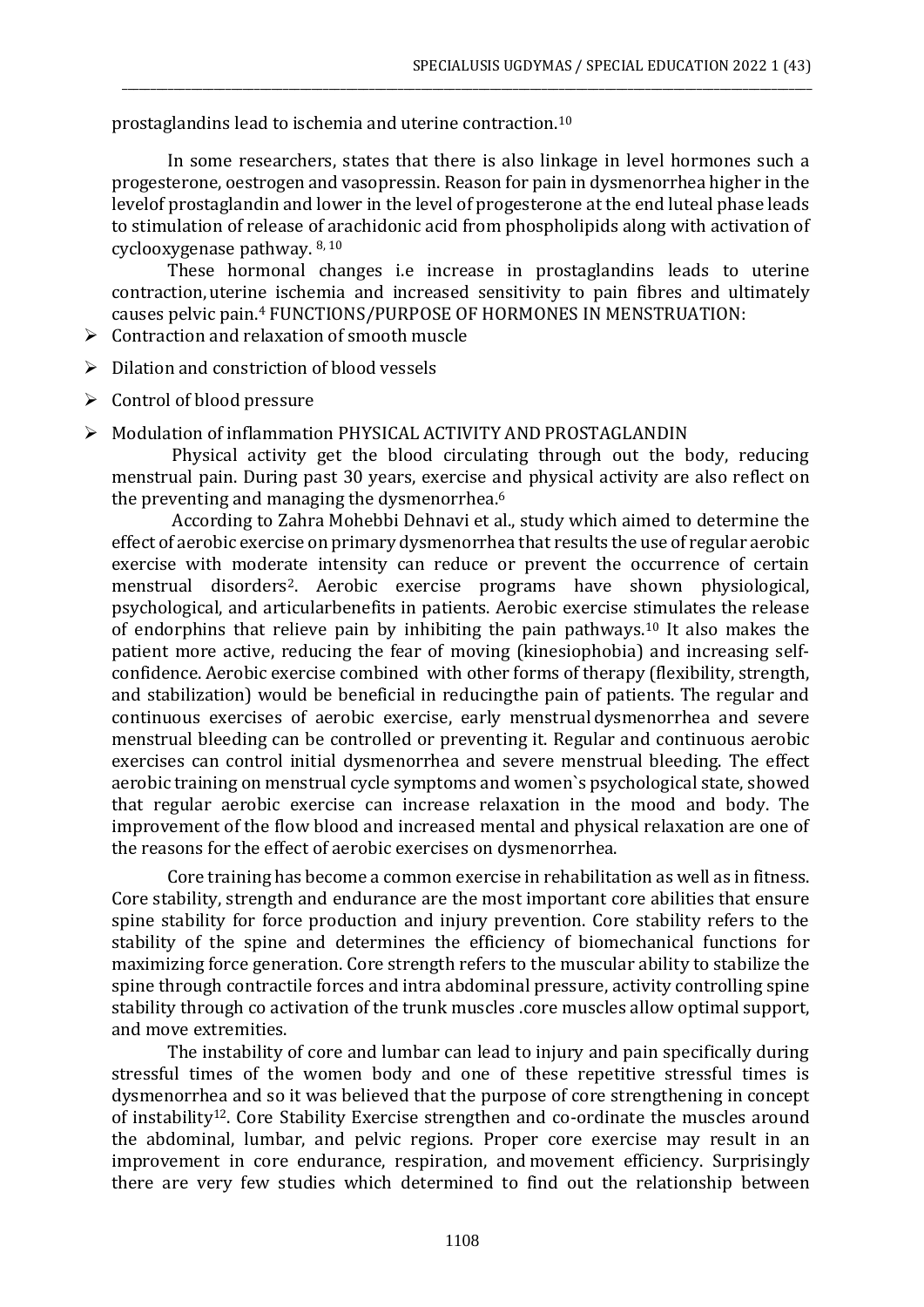prostaglandins lead to ischemia and uterine contraction.[10]

In some researchers, states that there is also linkage in level hormones such a progesterone, oestrogen and vasopressin. Reason for pain in dysmenorrhea higher in the levelof prostaglandin and lower in the level of progesterone at the end luteal phase leads to stimulation of release of arachidonic acid from phospholipids along with activation of cyclooxygenase pathway. [8, 10]

These hormonal changes i.e increase in prostaglandins leads to uterine contraction, uterine ischemia and increased sensitivity to pain fibres and ultimately causes pelvic pain.[4] FUNCTIONS/PURPOSE OF HORMONES IN MENSTRUATION:

- Contraction and relaxation of smooth muscle
- Dilation and constriction of blood vessels
- Control of blood pressure
- Modulation of inflammation PHYSICAL ACTIVITY AND PROSTAGLANDIN

Physical activity get the blood circulating through out the body, reducing menstrual pain. During past 30 years, exercise and physical activity are also reflect on the preventing and managing the dysmenorrhea.[6]

According to Zahra Mohebbi Dehnavi et al., study which aimed to determine the effect of aerobic exercise on primary dysmenorrhea that results the use of regular aerobic exercise with moderate intensity can reduce or prevent the occurrence of certain menstrual disorders[2]. Aerobic exercise programs have shown physiological, psychological, and articularbenefits in patients. Aerobic exercise stimulates the release of endorphins that relieve pain by inhibiting the pain pathways.[10] It also makes the patient more active, reducing the fear of moving (kinesiophobia) and increasing self-confidence. Aerobic exercise combined with other forms of therapy (flexibility, strength, and stabilization) would be beneficial in reducingthe pain of patients. The regular and continuous exercises of aerobic exercise, early menstrual dysmenorrhea and severe menstrual bleeding can be controlled or preventing it. Regular and continuous aerobic exercises can control initial dysmenorrhea and severe menstrual bleeding. The effect aerobic training on menstrual cycle symptoms and women`s psychological state, showed that regular aerobic exercise can increase relaxation in the mood and body. The improvement of the flow blood and increased mental and physical relaxation are one of the reasons for the effect of aerobic exercises on dysmenorrhea.

Core training has become a common exercise in rehabilitation as well as in fitness. Core stability, strength and endurance are the most important core abilities that ensure spine stability for force production and injury prevention. Core stability refers to the stability of the spine and determines the efficiency of biomechanical functions for maximizing force generation. Core strength refers to the muscular ability to stabilize the spine through contractile forces and intra abdominal pressure, activity controlling spine stability through co activation of the trunk muscles .core muscles allow optimal support, and move extremities.

The instability of core and lumbar can lead to injury and pain specifically during stressful times of the women body and one of these repetitive stressful times is dysmenorrhea and so it was believed that the purpose of core strengthening in concept of instability[12]. Core Stability Exercise strengthen and co-ordinate the muscles around the abdominal, lumbar, and pelvic regions. Proper core exercise may result in an improvement in core endurance, respiration, and movement efficiency. Surprisingly there are very few studies which determined to find out the relationship between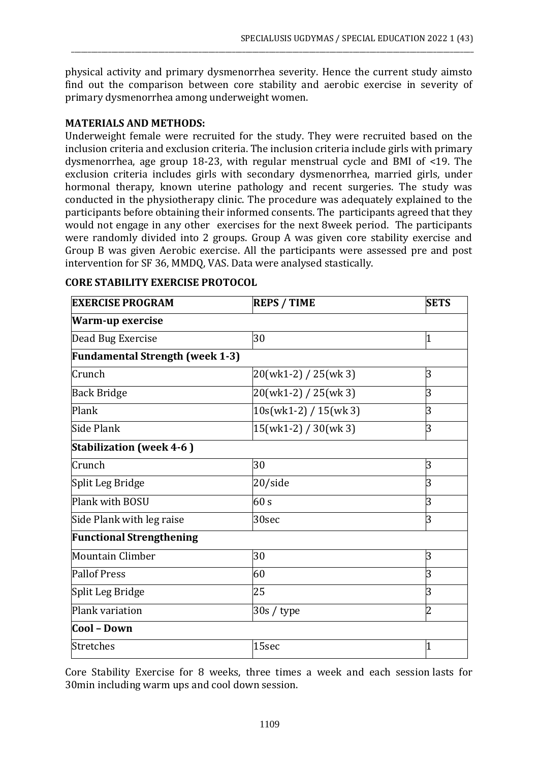physical activity and primary dysmenorrhea severity. Hence the current study aimsto find out the comparison between core stability and aerobic exercise in severity of primary dysmenorrhea among underweight women.

**MATERIALS AND METHODS:**

Underweight female were recruited for the study. They were recruited based on the inclusion criteria and exclusion criteria. The inclusion criteria include girls with primary dysmenorrhea, age group 18-23, with regular menstrual cycle and BMI of <19. The exclusion criteria includes girls with secondary dysmenorrhea, married girls, under hormonal therapy, known uterine pathology and recent surgeries. The study was conducted in the physiotherapy clinic. The procedure was adequately explained to the participants before obtaining their informed consents. The participants agreed that they would not engage in any other exercises for the next 8week period. The participants were randomly divided into 2 groups. Group A was given core stability exercise and Group B was given Aerobic exercise. All the participants were assessed pre and post intervention for SF 36, MMDQ, VAS. Data were analysed stastically.

**CORE STABILITY EXERCISE PROTOCOL**

| EXERCISE PROGRAM | REPS / TIME | SETS |
|---|---|---|
| **Warm-up exercise** | | |
| Dead Bug Exercise | 30 | 1 |
| **Fundamental Strength (week 1-3)** | | |
| Crunch | 20(wk1-2) / 25(wk 3) | 3 |
| Back Bridge | 20(wk1-2) / 25(wk 3) | 3 |
| Plank | 10s(wk1-2) / 15(wk 3) | 3 |
| Side Plank | 15(wk1-2) / 30(wk 3) | 3 |
| **Stabilization (week 4-6 )** | | |
| Crunch | 30 | 3 |
| Split Leg Bridge | 20/side | 3 |
| Plank with BOSU | 60 s | 3 |
| Side Plank with leg raise | 30sec | 3 |
| **Functional Strengthening** | | |
| Mountain Climber | 30 | 3 |
| Pallof Press | 60 | 3 |
| Split Leg Bridge | 25 | 3 |
| Plank variation | 30s / type | 2 |
| **Cool – Down** | | |
| Stretches | 15sec | 1 |

Core Stability Exercise for 8 weeks, three times a week and each session lasts for 30min including warm ups and cool down session.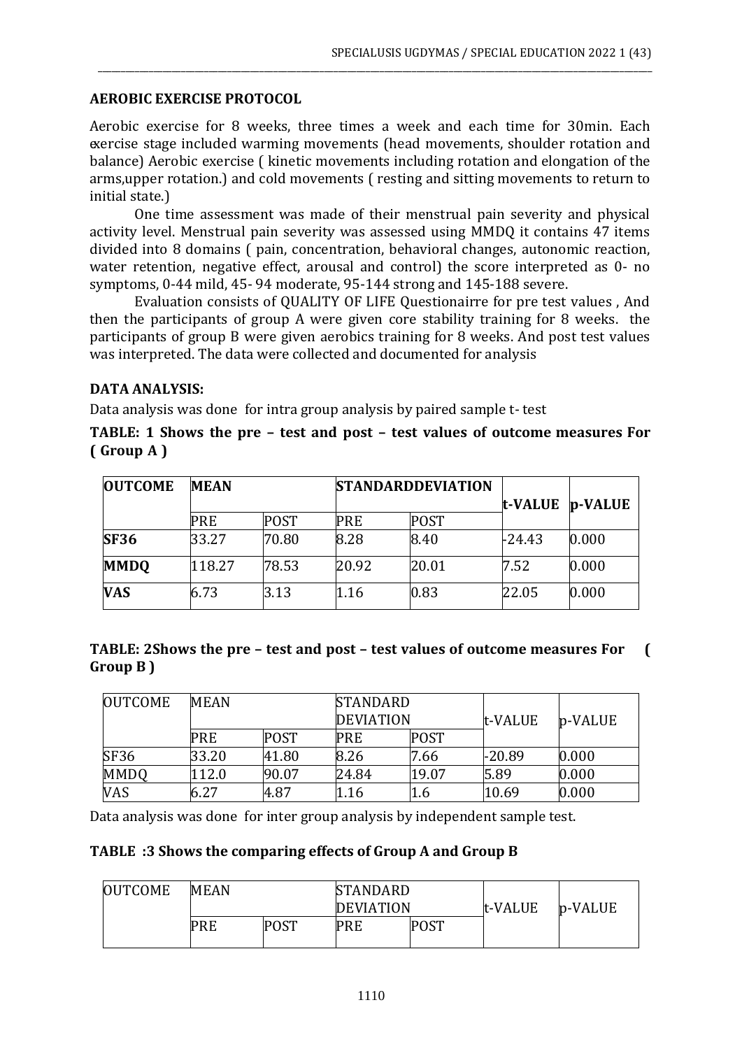**AEROBIC EXERCISE PROTOCOL**

Aerobic exercise for 8 weeks, three times a week and each time for 30min. Each exercise stage included warming movements (head movements, shoulder rotation and balance) Aerobic exercise ( kinetic movements including rotation and elongation of the arms,upper rotation.) and cold movements ( resting and sitting movements to return to initial state.)

One time assessment was made of their menstrual pain severity and physical activity level. Menstrual pain severity was assessed using MMDQ it contains 47 items divided into 8 domains ( pain, concentration, behavioral changes, autonomic reaction, water retention, negative effect, arousal and control) the score interpreted as 0- no symptoms, 0-44 mild, 45- 94 moderate, 95-144 strong and 145-188 severe.

Evaluation consists of QUALITY OF LIFE Questionairre for pre test values , And then the participants of group A were given core stability training for 8 weeks. the participants of group B were given aerobics training for 8 weeks. And post test values was interpreted. The data were collected and documented for analysis

**DATA ANALYSIS:**

Data analysis was done for intra group analysis by paired sample t- test

**TABLE: 1 Shows the pre – test and post – test values of outcome measures For ( Group A )**

| **OUTCOME** | **MEAN** | | **STANDARDDEVIATION** | | **t-VALUE** | **p-VALUE** |
|---|---|---|---|---|---|---|
| | PRE | POST | PRE | POST | | |
| **SF36** | 33.27 | 70.80 | 8.28 | 8.40 | -24.43 | 0.000 |
| **MMDQ** | 118.27 | 78.53 | 20.92 | 20.01 | 7.52 | 0.000 |
| **VAS** | 6.73 | 3.13 | 1.16 | 0.83 | 22.05 | 0.000 |

**TABLE: 2Shows the pre – test and post – test values of outcome measures For ( Group B )**

| OUTCOME | MEAN | | STANDARD DEVIATION | | t-VALUE | p-VALUE |
|---|---|---|---|---|---|---|
| | PRE | POST | PRE | POST | | |
| SF36 | 33.20 | 41.80 | 8.26 | 7.66 | -20.89 | 0.000 |
| MMDQ | 112.0 | 90.07 | 24.84 | 19.07 | 5.89 | 0.000 |
| VAS | 6.27 | 4.87 | 1.16 | 1.6 | 10.69 | 0.000 |

Data analysis was done for inter group analysis by independent sample test.

**TABLE :3 Shows the comparing effects of Group A and Group B**

| OUTCOME | MEAN | | STANDARD DEVIATION | | t-VALUE | p-VALUE |
|---|---|---|---|---|---|---|
| | PRE | POST | PRE | POST | | |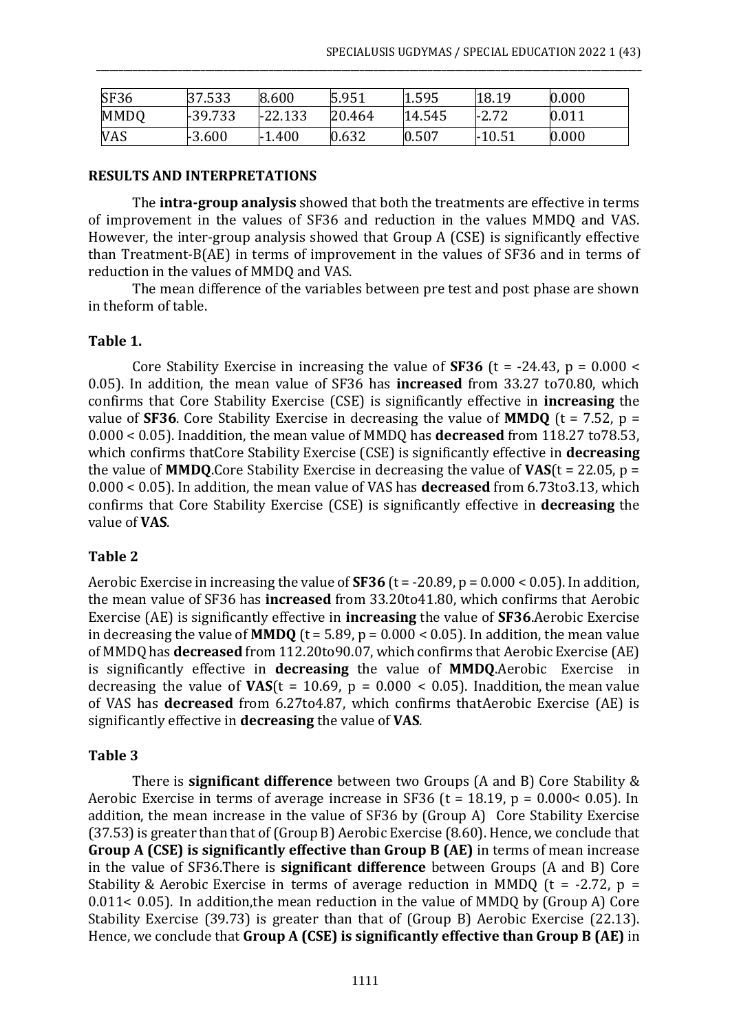| SF36 | 37.533 | 8.600 | 5.951 | 1.595 | 18.19 | 0.000 |
|---|---|---|---|---|---|---|
| MMDQ | -39.733 | -22.133 | 20.464 | 14.545 | -2.72 | 0.011 |
| VAS | -3.600 | -1.400 | 0.632 | 0.507 | -10.51 | 0.000 |

## RESULTS AND INTERPRETATIONS

The **intra-group analysis** showed that both the treatments are effective in terms of improvement in the values of SF36 and reduction in the values MMDQ and VAS. However, the inter-group analysis showed that Group A (CSE) is significantly effective than Treatment-B(AE) in terms of improvement in the values of SF36 and in terms of reduction in the values of MMDQ and VAS.

The mean difference of the variables between pre test and post phase are shown in theform of table.

### Table 1.

Core Stability Exercise in increasing the value of **SF36** ($t = -24.43$, $p = 0.000 < 0.05$). In addition, the mean value of SF36 has **increased** from 33.27 to70.80, which confirms that Core Stability Exercise (CSE) is significantly effective in **increasing** the value of **SF36**. Core Stability Exercise in decreasing the value of **MMDQ** ($t = 7.52$, $p = 0.000 < 0.05$). Inaddition, the mean value of MMDQ has **decreased** from 118.27 to78.53, which confirms thatCore Stability Exercise (CSE) is significantly effective in **decreasing** the value of **MMDQ**.Core Stability Exercise in decreasing the value of **VAS**($t = 22.05$, $p = 0.000 < 0.05$). In addition, the mean value of VAS has **decreased** from 6.73to3.13, which confirms that Core Stability Exercise (CSE) is significantly effective in **decreasing** the value of **VAS**.

### Table 2

Aerobic Exercise in increasing the value of **SF36** ($t = -20.89$, $p = 0.000 < 0.05$). In addition, the mean value of SF36 has **increased** from 33.20to41.80, which confirms that Aerobic Exercise (AE) is significantly effective in **increasing** the value of **SF36**.Aerobic Exercise in decreasing the value of **MMDQ** ($t = 5.89$, $p = 0.000 < 0.05$). In addition, the mean value of MMDQ has **decreased** from 112.20to90.07, which confirms that Aerobic Exercise (AE) is significantly effective in **decreasing** the value of **MMDQ**.Aerobic Exercise in decreasing the value of **VAS**($t = 10.69$, $p = 0.000 < 0.05$). Inaddition, the mean value of VAS has **decreased** from 6.27to4.87, which confirms thatAerobic Exercise (AE) is significantly effective in **decreasing** the value of **VAS**.

### Table 3

There is **significant difference** between two Groups (A and B) Core Stability & Aerobic Exercise in terms of average increase in SF36 ($t = 18.19$, $p = 0.000< 0.05$). In addition, the mean increase in the value of SF36 by (Group A) Core Stability Exercise (37.53) is greater than that of (Group B) Aerobic Exercise (8.60). Hence, we conclude that **Group A (CSE) is significantly effective than Group B (AE)** in terms of mean increase in the value of SF36.There is **significant difference** between Groups (A and B) Core Stability & Aerobic Exercise in terms of average reduction in MMDQ ($t = -2.72$, $p = 0.011< 0.05$). In addition,the mean reduction in the value of MMDQ by (Group A) Core Stability Exercise (39.73) is greater than that of (Group B) Aerobic Exercise (22.13). Hence, we conclude that **Group A (CSE) is significantly effective than Group B (AE)** in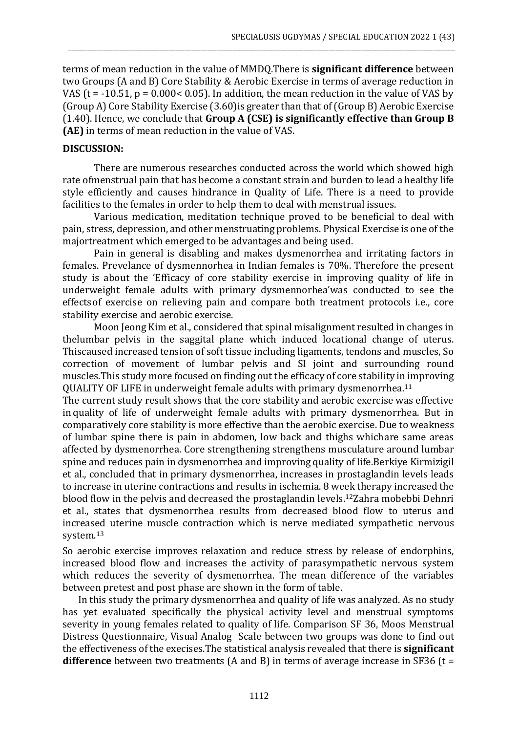terms of mean reduction in the value of MMDQ.There is **significant difference** between two Groups (A and B) Core Stability & Aerobic Exercise in terms of average reduction in VAS ($t = -10.51$, $p = 0.000 < 0.05$). In addition, the mean reduction in the value of VAS by (Group A) Core Stability Exercise (3.60)is greater than that of (Group B) Aerobic Exercise (1.40). Hence, we conclude that **Group A (CSE) is significantly effective than Group B (AE)** in terms of mean reduction in the value of VAS.

**DISCUSSION:**

There are numerous researches conducted across the world which showed high rate ofmenstrual pain that has become a constant strain and burden to lead a healthy life style efficiently and causes hindrance in Quality of Life. There is a need to provide facilities to the females in order to help them to deal with menstrual issues.

Various medication, meditation technique proved to be beneficial to deal with pain, stress, depression, and other menstruating problems. Physical Exercise is one of the majortreatment which emerged to be advantages and being used.

Pain in general is disabling and makes dysmenorrhea and irritating factors in females. Prevelance of dysmennorhea in Indian females is 70%. Therefore the present study is about the 'Efficacy of core stability exercise in improving quality of life in underweight female adults with primary dysmennorhea'was conducted to see the effectsof exercise on relieving pain and compare both treatment protocols i.e., core stability exercise and aerobic exercise.

Moon Jeong Kim et al., considered that spinal misalignment resulted in changes in thelumbar pelvis in the saggital plane which induced locational change of uterus. Thiscaused increased tension of soft tissue including ligaments, tendons and muscles, So correction of movement of lumbar pelvis and SI joint and surrounding round muscles.This study more focused on finding out the efficacy of core stability in improving QUALITY OF LIFE in underweight female adults with primary dysmenorrhea.[11]

The current study result shows that the core stability and aerobic exercise was effective in quality of life of underweight female adults with primary dysmenorrhea. But in comparatively core stability is more effective than the aerobic exercise. Due to weakness of lumbar spine there is pain in abdomen, low back and thighs whichare same areas affected by dysmenorrhea. Core strengthening strengthens musculature around lumbar spine and reduces pain in dysmenorrhea and improving quality of life.Berkiye Kirmizigil et al., concluded that in primary dysmenorrhea, increases in prostaglandin levels leads to increase in uterine contractions and results in ischemia. 8 week therapy increased the blood flow in the pelvis and decreased the prostaglandin levels.[12]Zahra mobebbi Dehnri et al., states that dysmenorrhea results from decreased blood flow to uterus and increased uterine muscle contraction which is nerve mediated sympathetic nervous system.[13]

So aerobic exercise improves relaxation and reduce stress by release of endorphins, increased blood flow and increases the activity of parasympathetic nervous system which reduces the severity of dysmenorrhea. The mean difference of the variables between pretest and post phase are shown in the form of table.

In this study the primary dysmenorrhea and quality of life was analyzed. As no study has yet evaluated specifically the physical activity level and menstrual symptoms severity in young females related to quality of life. Comparison SF 36, Moos Menstrual Distress Questionnaire, Visual Analog Scale between two groups was done to find out the effectiveness of the execises.The statistical analysis revealed that there is **significant difference** between two treatments (A and B) in terms of average increase in SF36 (t =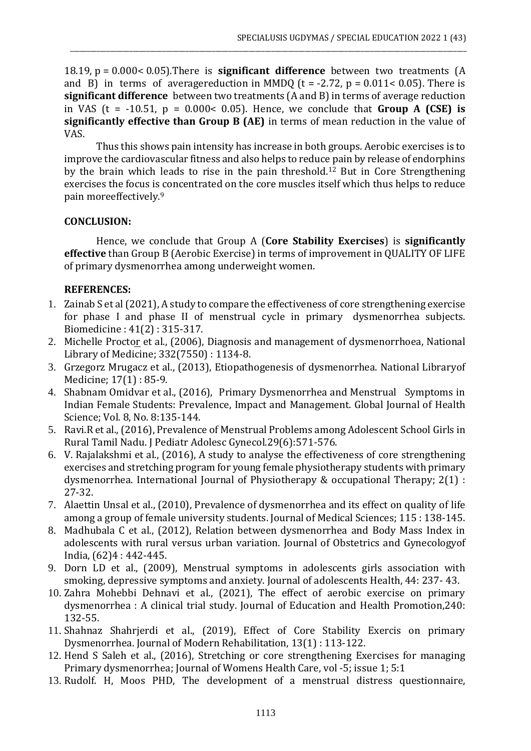18.19, $p = 0.000 < 0.05$).There is **significant difference** between two treatments (A and B) in terms of averagereduction in MMDQ ($t = -2.72$, $p = 0.011 < 0.05$). There is **significant difference** between two treatments (A and B) in terms of average reduction in VAS ($t = -10.51$, $p = 0.000 < 0.05$). Hence, we conclude that **Group A (CSE) is significantly effective than Group B (AE)** in terms of mean reduction in the value of VAS.

Thus this shows pain intensity has increase in both groups. Aerobic exercises is to improve the cardiovascular fitness and also helps to reduce pain by release of endorphins by the brain which leads to rise in the pain threshold.[12] But in Core Strengthening exercises the focus is concentrated on the core muscles itself which thus helps to reduce pain moreeffectively.[9]

## CONCLUSION:

Hence, we conclude that Group A (**Core Stability Exercises**) is **significantly effective** than Group B (Aerobic Exercise) in terms of improvement in QUALITY OF LIFE of primary dysmenorrhea among underweight women.

## REFERENCES:

1. Zainab S et al (2021), A study to compare the effectiveness of core strengthening exercise for phase I and phase II of menstrual cycle in primary dysmenorrhea subjects. Biomedicine : 41(2) : 315-317.
2. Michelle Proctor et al., (2006), Diagnosis and management of dysmenorrhoea, National Library of Medicine; 332(7550) : 1134-8.
3. Grzegorz Mrugacz et al., (2013), Etiopathogenesis of dysmenorrhea. National Libraryof Medicine; 17(1) : 85-9.
4. Shabnam Omidvar et al., (2016), Primary Dysmenorrhea and Menstrual Symptoms in Indian Female Students: Prevalence, Impact and Management. Global Journal of Health Science; Vol. 8, No. 8:135-144.
5. Ravi.R et al., (2016), Prevalence of Menstrual Problems among Adolescent School Girls in Rural Tamil Nadu. J Pediatr Adolesc Gynecol.29(6):571-576.
6. V. Rajalakshmi et al., (2016), A study to analyse the effectiveness of core strengthening exercises and stretching program for young female physiotherapy students with primary dysmenorrhea. International Journal of Physiotherapy & occupational Therapy; 2(1) : 27-32.
7. Alaettin Unsal et al., (2010), Prevalence of dysmenorrhea and its effect on quality of life among a group of female university students. Journal of Medical Sciences; 115 : 138-145.
8. Madhubala C et al., (2012), Relation between dysmenorrhea and Body Mass Index in adolescents with rural versus urban variation. Journal of Obstetrics and Gynecologyof India, (62)4 : 442-445.
9. Dorn LD et al., (2009), Menstrual symptoms in adolescents girls association with smoking, depressive symptoms and anxiety. Journal of adolescents Health, 44: 237- 43.
10. Zahra Mohebbi Dehnavi et al., (2021), The effect of aerobic exercise on primary dysmenorrhea : A clinical trial study. Journal of Education and Health Promotion,240: 132-55.
11. Shahnaz Shahrjerdi et al., (2019), Effect of Core Stability Exercis on primary Dysmenorrhea. Journal of Modern Rehabilitation, 13(1) : 113-122.
12. Hend S Saleh et al., (2016), Stretching or core strengthening Exercises for managing Primary dysmenorrhea; Journal of Womens Health Care, vol -5; issue 1; 5:1
13. Rudolf. H, Moos PHD, The development of a menstrual distress questionnaire,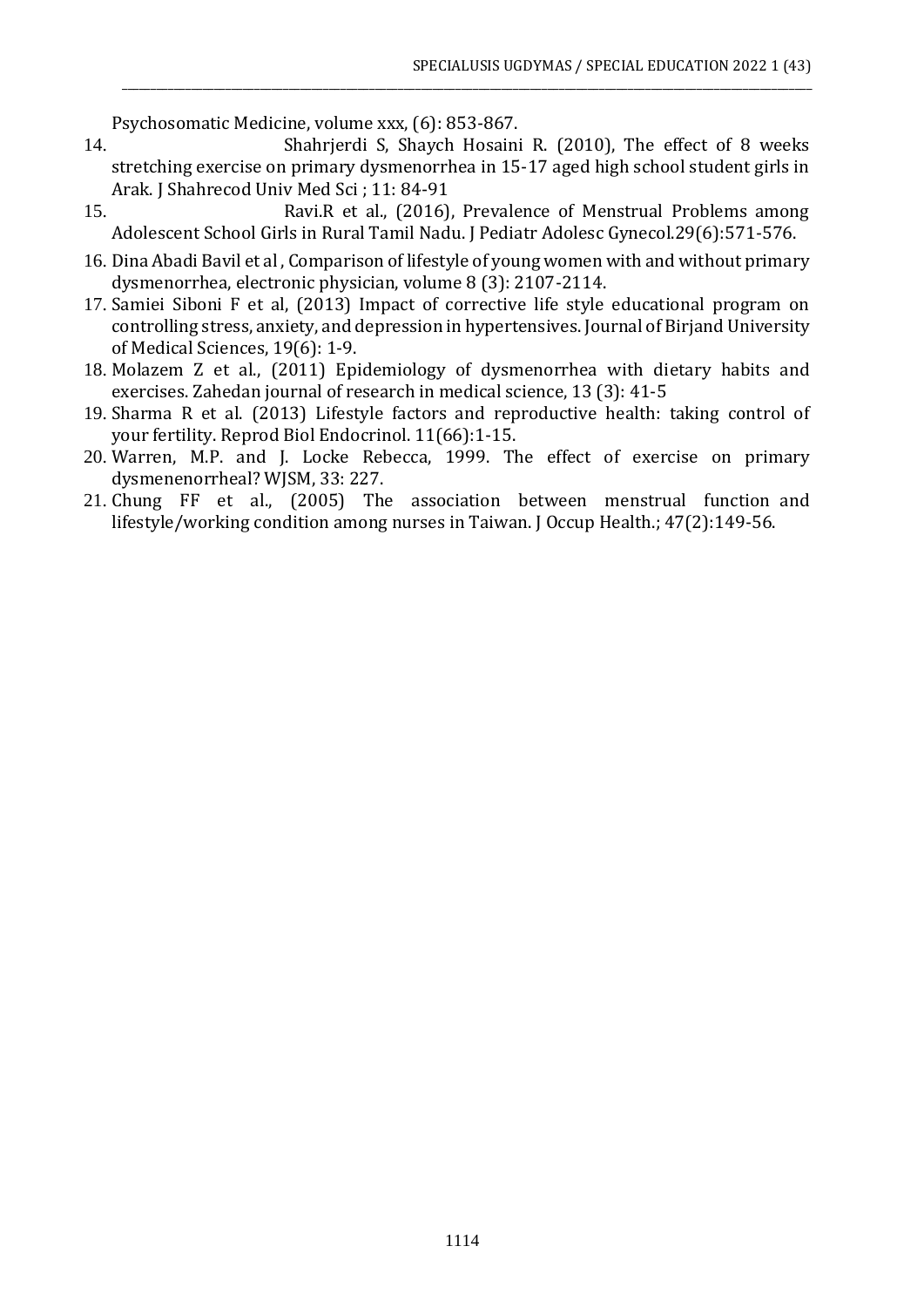Psychosomatic Medicine, volume xxx, (6): 853-867.

14. Shahrjerdi S, Shaych Hosaini R. (2010), The effect of 8 weeks stretching exercise on primary dysmenorrhea in 15-17 aged high school student girls in Arak. J Shahrecod Univ Med Sci ; 11: 84-91
15. Ravi.R et al., (2016), Prevalence of Menstrual Problems among Adolescent School Girls in Rural Tamil Nadu. J Pediatr Adolesc Gynecol.29(6):571-576.
16. Dina Abadi Bavil et al , Comparison of lifestyle of young women with and without primary dysmenorrhea, electronic physician, volume 8 (3): 2107-2114.
17. Samiei Siboni F et al, (2013) Impact of corrective life style educational program on controlling stress, anxiety, and depression in hypertensives. Journal of Birjand University of Medical Sciences, 19(6): 1-9.
18. Molazem Z et al., (2011) Epidemiology of dysmenorrhea with dietary habits and exercises. Zahedan journal of research in medical science, 13 (3): 41-5
19. Sharma R et al. (2013) Lifestyle factors and reproductive health: taking control of your fertility. Reprod Biol Endocrinol. 11(66):1-15.
20. Warren, M.P. and J. Locke Rebecca, 1999. The effect of exercise on primary dysmenenorrheal? WJSM, 33: 227.
21. Chung FF et al., (2005) The association between menstrual function and lifestyle/working condition among nurses in Taiwan. J Occup Health.; 47(2):149-56.